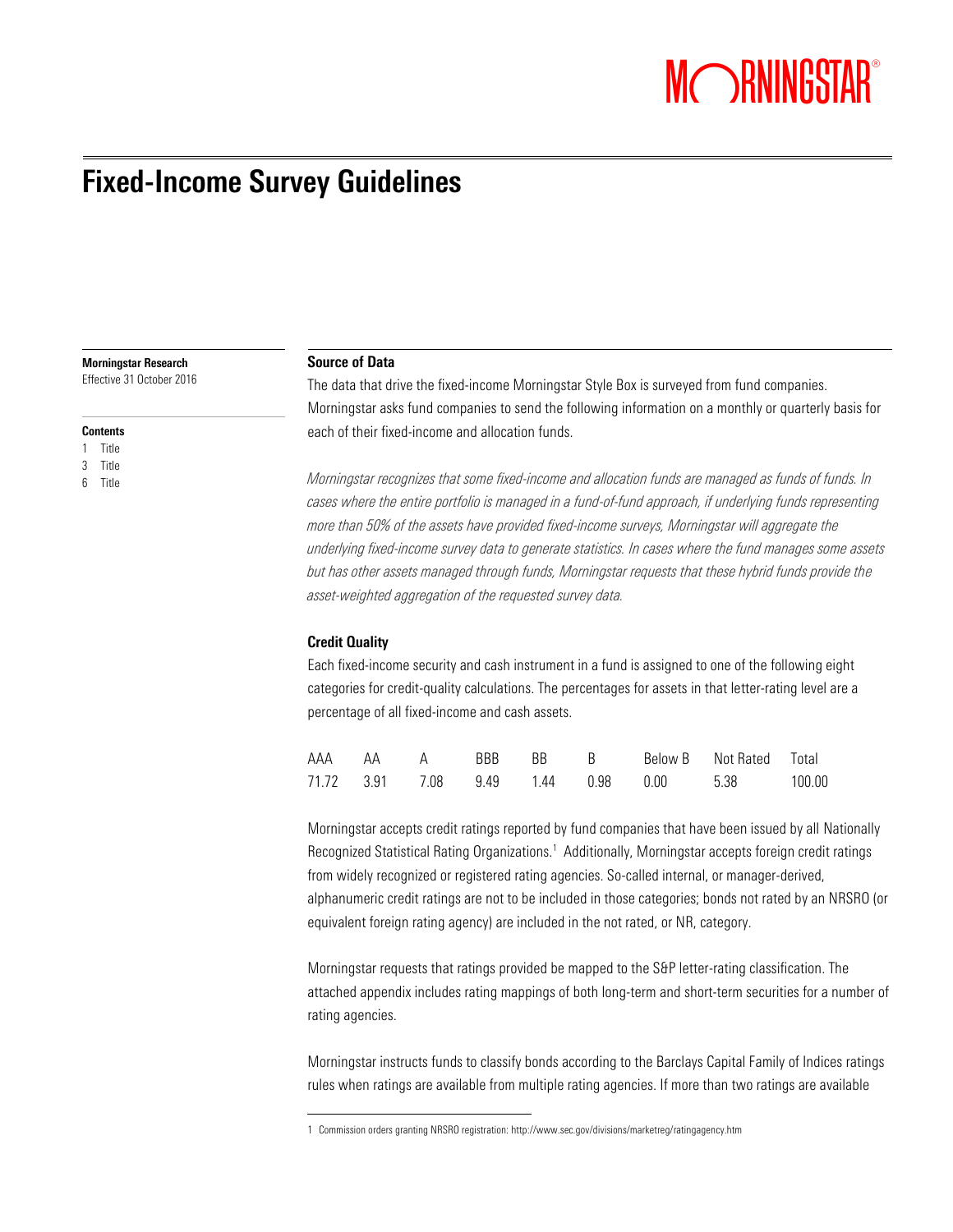# Fixed-Income Survey Guidelines

**Morningstar Research**
Effective 31 October 2016

**Contents**

1 Title
3 Title
6 Title

### Source of Data

The data that drive the fixed-income Morningstar Style Box is surveyed from fund companies. Morningstar asks fund companies to send the following information on a monthly or quarterly basis for each of their fixed-income and allocation funds.

*Morningstar recognizes that some fixed-income and allocation funds are managed as funds of funds. In cases where the entire portfolio is managed in a fund-of-fund approach, if underlying funds representing more than 50% of the assets have provided fixed-income surveys, Morningstar will aggregate the underlying fixed-income survey data to generate statistics. In cases where the fund manages some assets but has other assets managed through funds, Morningstar requests that these hybrid funds provide the asset-weighted aggregation of the requested survey data.*

### Credit Quality

Each fixed-income security and cash instrument in a fund is assigned to one of the following eight categories for credit-quality calculations. The percentages for assets in that letter-rating level are a percentage of all fixed-income and cash assets.

| AAA | AA | A | BBB | BB | B | Below B | Not Rated | Total |
|---|---|---|---|---|---|---|---|---|
| 71.72 | 3.91 | 7.08 | 9.49 | 1.44 | 0.98 | 0.00 | 5.38 | 100.00 |

Morningstar accepts credit ratings reported by fund companies that have been issued by all Nationally Recognized Statistical Rating Organizations.[1] Additionally, Morningstar accepts foreign credit ratings from widely recognized or registered rating agencies. So-called internal, or manager-derived, alphanumeric credit ratings are not to be included in those categories; bonds not rated by an NRSRO (or equivalent foreign rating agency) are included in the not rated, or NR, category.

Morningstar requests that ratings provided be mapped to the S&P letter-rating classification. The attached appendix includes rating mappings of both long-term and short-term securities for a number of rating agencies.

Morningstar instructs funds to classify bonds according to the Barclays Capital Family of Indices ratings rules when ratings are available from multiple rating agencies. If more than two ratings are available

1 Commission orders granting NRSRO registration: http://www.sec.gov/divisions/marketreg/ratingagency.htm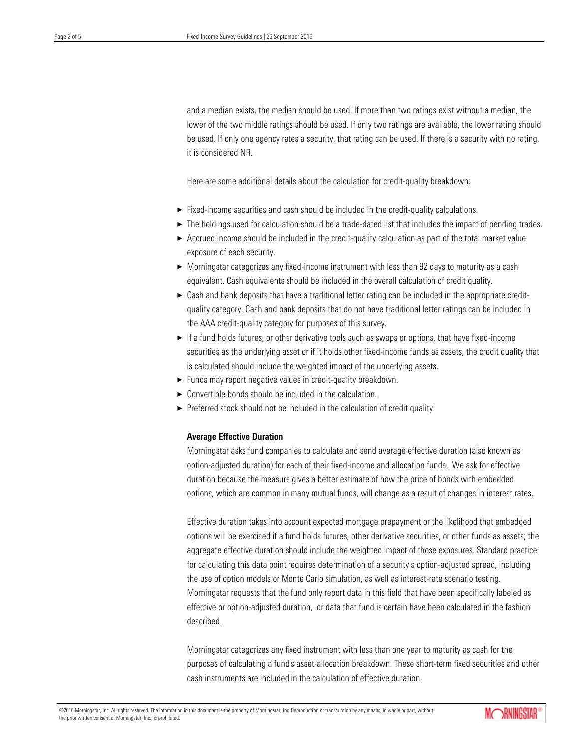and a median exists, the median should be used. If more than two ratings exist without a median, the lower of the two middle ratings should be used. If only two ratings are available, the lower rating should be used. If only one agency rates a security, that rating can be used. If there is a security with no rating, it is considered NR.

Here are some additional details about the calculation for credit-quality breakdown:

- Fixed-income securities and cash should be included in the credit-quality calculations.
- The holdings used for calculation should be a trade-dated list that includes the impact of pending trades.
- Accrued income should be included in the credit-quality calculation as part of the total market value exposure of each security.
- Morningstar categorizes any fixed-income instrument with less than 92 days to maturity as a cash equivalent. Cash equivalents should be included in the overall calculation of credit quality.
- Cash and bank deposits that have a traditional letter rating can be included in the appropriate credit-quality category. Cash and bank deposits that do not have traditional letter ratings can be included in the AAA credit-quality category for purposes of this survey.
- If a fund holds futures, or other derivative tools such as swaps or options, that have fixed-income securities as the underlying asset or if it holds other fixed-income funds as assets, the credit quality that is calculated should include the weighted impact of the underlying assets.
- Funds may report negative values in credit-quality breakdown.
- Convertible bonds should be included in the calculation.
- Preferred stock should not be included in the calculation of credit quality.

**Average Effective Duration**

Morningstar asks fund companies to calculate and send average effective duration (also known as option-adjusted duration) for each of their fixed-income and allocation funds . We ask for effective duration because the measure gives a better estimate of how the price of bonds with embedded options, which are common in many mutual funds, will change as a result of changes in interest rates.

Effective duration takes into account expected mortgage prepayment or the likelihood that embedded options will be exercised if a fund holds futures, other derivative securities, or other funds as assets; the aggregate effective duration should include the weighted impact of those exposures. Standard practice for calculating this data point requires determination of a security's option-adjusted spread, including the use of option models or Monte Carlo simulation, as well as interest-rate scenario testing. Morningstar requests that the fund only report data in this field that have been specifically labeled as effective or option-adjusted duration, or data that fund is certain have been calculated in the fashion described.

Morningstar categorizes any fixed instrument with less than one year to maturity as cash for the purposes of calculating a fund's asset-allocation breakdown. These short-term fixed securities and other cash instruments are included in the calculation of effective duration.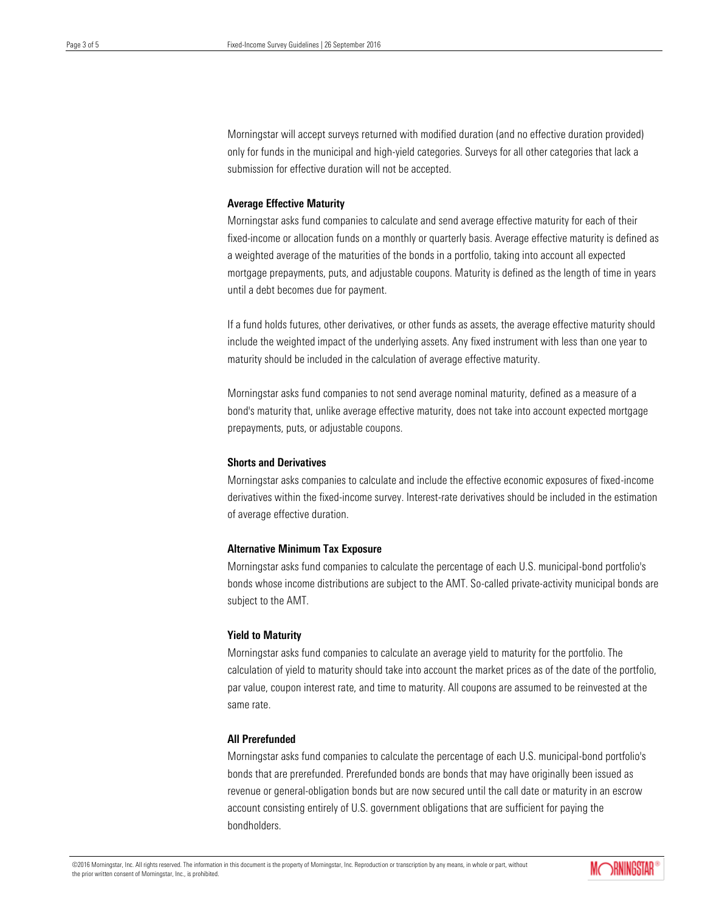Morningstar will accept surveys returned with modified duration (and no effective duration provided) only for funds in the municipal and high-yield categories. Surveys for all other categories that lack a submission for effective duration will not be accepted.

### Average Effective Maturity

Morningstar asks fund companies to calculate and send average effective maturity for each of their fixed-income or allocation funds on a monthly or quarterly basis. Average effective maturity is defined as a weighted average of the maturities of the bonds in a portfolio, taking into account all expected mortgage prepayments, puts, and adjustable coupons. Maturity is defined as the length of time in years until a debt becomes due for payment.

If a fund holds futures, other derivatives, or other funds as assets, the average effective maturity should include the weighted impact of the underlying assets. Any fixed instrument with less than one year to maturity should be included in the calculation of average effective maturity.

Morningstar asks fund companies to not send average nominal maturity, defined as a measure of a bond's maturity that, unlike average effective maturity, does not take into account expected mortgage prepayments, puts, or adjustable coupons.

### Shorts and Derivatives

Morningstar asks companies to calculate and include the effective economic exposures of fixed-income derivatives within the fixed-income survey. Interest-rate derivatives should be included in the estimation of average effective duration.

### Alternative Minimum Tax Exposure

Morningstar asks fund companies to calculate the percentage of each U.S. municipal-bond portfolio's bonds whose income distributions are subject to the AMT. So-called private-activity municipal bonds are subject to the AMT.

### Yield to Maturity

Morningstar asks fund companies to calculate an average yield to maturity for the portfolio. The calculation of yield to maturity should take into account the market prices as of the date of the portfolio, par value, coupon interest rate, and time to maturity. All coupons are assumed to be reinvested at the same rate.

### All Prerefunded

Morningstar asks fund companies to calculate the percentage of each U.S. municipal-bond portfolio's bonds that are prerefunded. Prerefunded bonds are bonds that may have originally been issued as revenue or general-obligation bonds but are now secured until the call date or maturity in an escrow account consisting entirely of U.S. government obligations that are sufficient for paying the bondholders.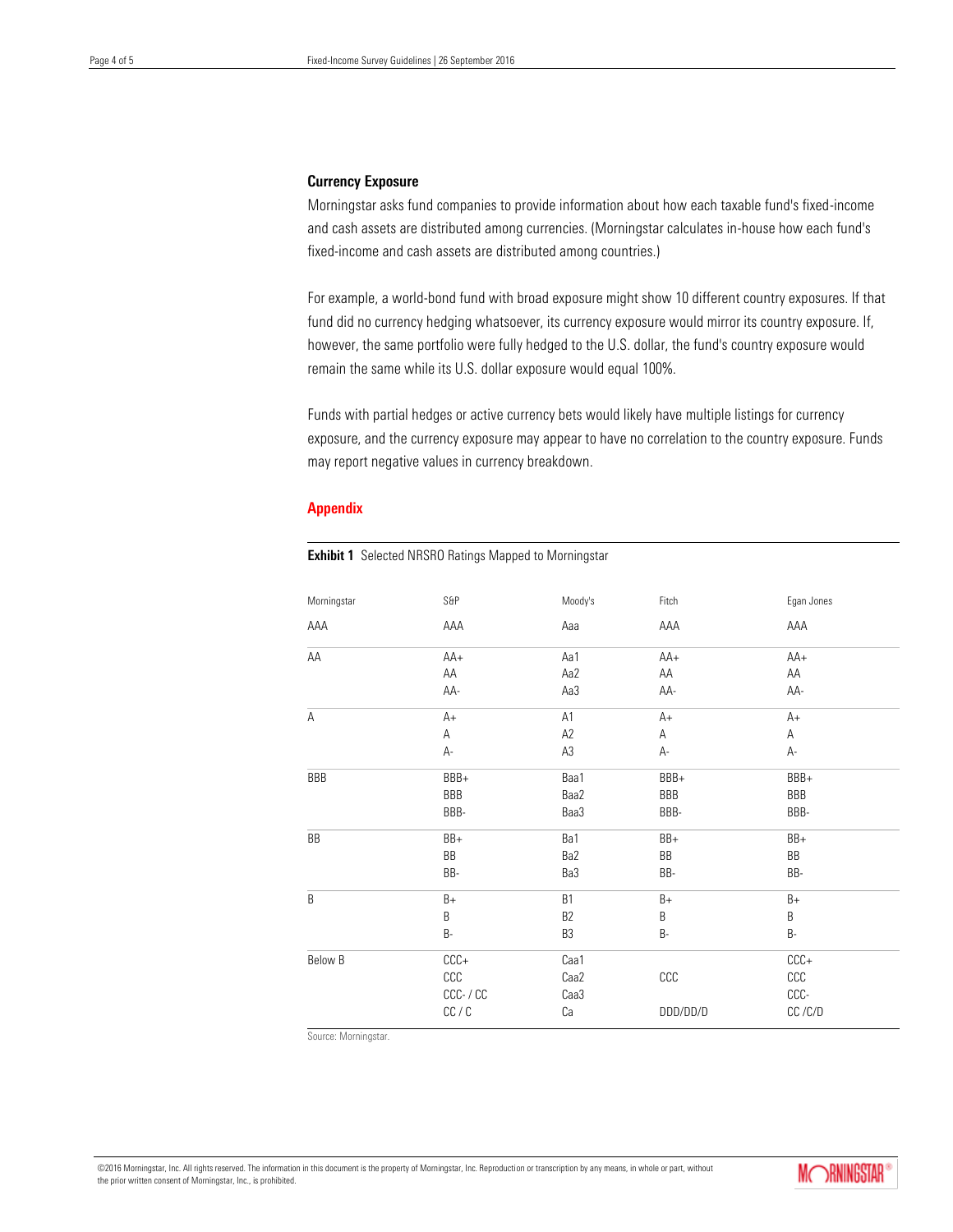### Currency Exposure

Morningstar asks fund companies to provide information about how each taxable fund's fixed-income and cash assets are distributed among currencies. (Morningstar calculates in-house how each fund's fixed-income and cash assets are distributed among countries.)

For example, a world-bond fund with broad exposure might show 10 different country exposures. If that fund did no currency hedging whatsoever, its currency exposure would mirror its country exposure. If, however, the same portfolio were fully hedged to the U.S. dollar, the fund's country exposure would remain the same while its U.S. dollar exposure would equal 100%.

Funds with partial hedges or active currency bets would likely have multiple listings for currency exposure, and the currency exposure may appear to have no correlation to the country exposure. Funds may report negative values in currency breakdown.

## Appendix

**Exhibit 1** Selected NRSRO Ratings Mapped to Morningstar

| Morningstar | S&P | Moody's | Fitch | Egan Jones |
|---|---|---|---|---|
| AAA | AAA | Aaa | AAA | AAA |
| AA | AA+ | Aa1 | AA+ | AA+ |
| | AA | Aa2 | AA | AA |
| | AA- | Aa3 | AA- | AA- |
| A | A+ | A1 | A+ | A+ |
| | A | A2 | A | A |
| | A- | A3 | A- | A- |
| BBB | BBB+ | Baa1 | BBB+ | BBB+ |
| | BBB | Baa2 | BBB | BBB |
| | BBB- | Baa3 | BBB- | BBB- |
| BB | BB+ | Ba1 | BB+ | BB+ |
| | BB | Ba2 | BB | BB |
| | BB- | Ba3 | BB- | BB- |
| B | B+ | B1 | B+ | B+ |
| | B | B2 | B | B |
| | B- | B3 | B- | B- |
| Below B | CCC+ | Caa1 | | CCC+ |
| | CCC | Caa2 | CCC | CCC |
| | CCC- / CC | Caa3 | | CCC- |
| | CC / C | Ca | DDD/DD/D | CC /C/D |

Source: Morningstar.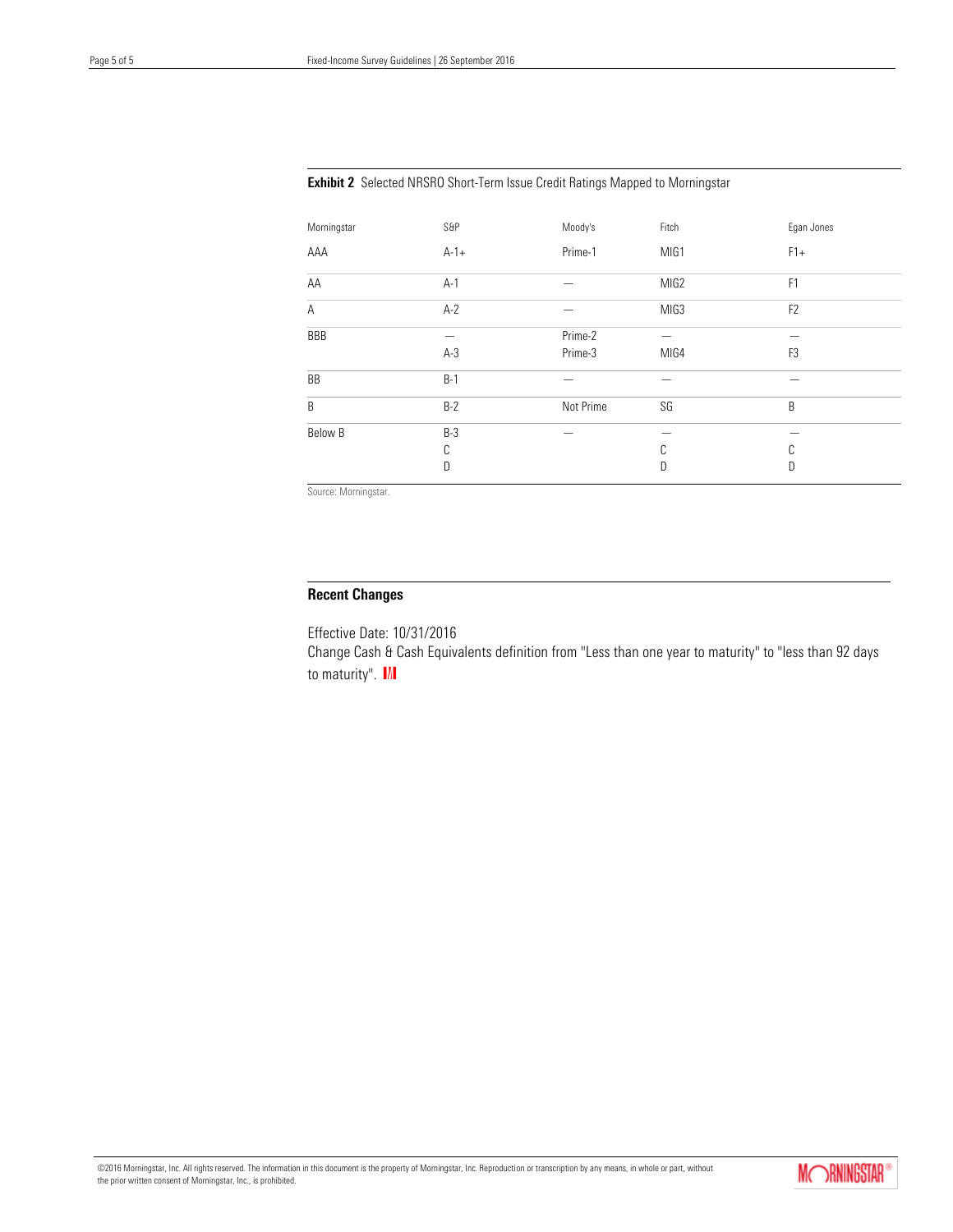**Exhibit 2** Selected NRSRO Short-Term Issue Credit Ratings Mapped to Morningstar

| Morningstar | S&P | Moody's | Fitch | Egan Jones |
| --- | --- | --- | --- | --- |
| AAA | A-1+ | Prime-1 | MIG1 | F1+ |
| AA | A-1 | — | MIG2 | F1 |
| A | A-2 | — | MIG3 | F2 |
| BBB | — | Prime-2 | — | — |
| | A-3 | Prime-3 | MIG4 | F3 |
| BB | B-1 | — | — | — |
| B | B-2 | Not Prime | SG | B |
| Below B | B-3 | — | — | — |
| | C | | C | C |
| | D | | D | D |

Source: Morningstar.

## Recent Changes

Effective Date: 10/31/2016

Change Cash & Cash Equivalents definition from "Less than one year to maturity" to "less than 92 days to maturity".

©2016 Morningstar, Inc. All rights reserved. The information in this document is the property of Morningstar, Inc. Reproduction or transcription by any means, in whole or part, without the prior written consent of Morningstar, Inc., is prohibited.